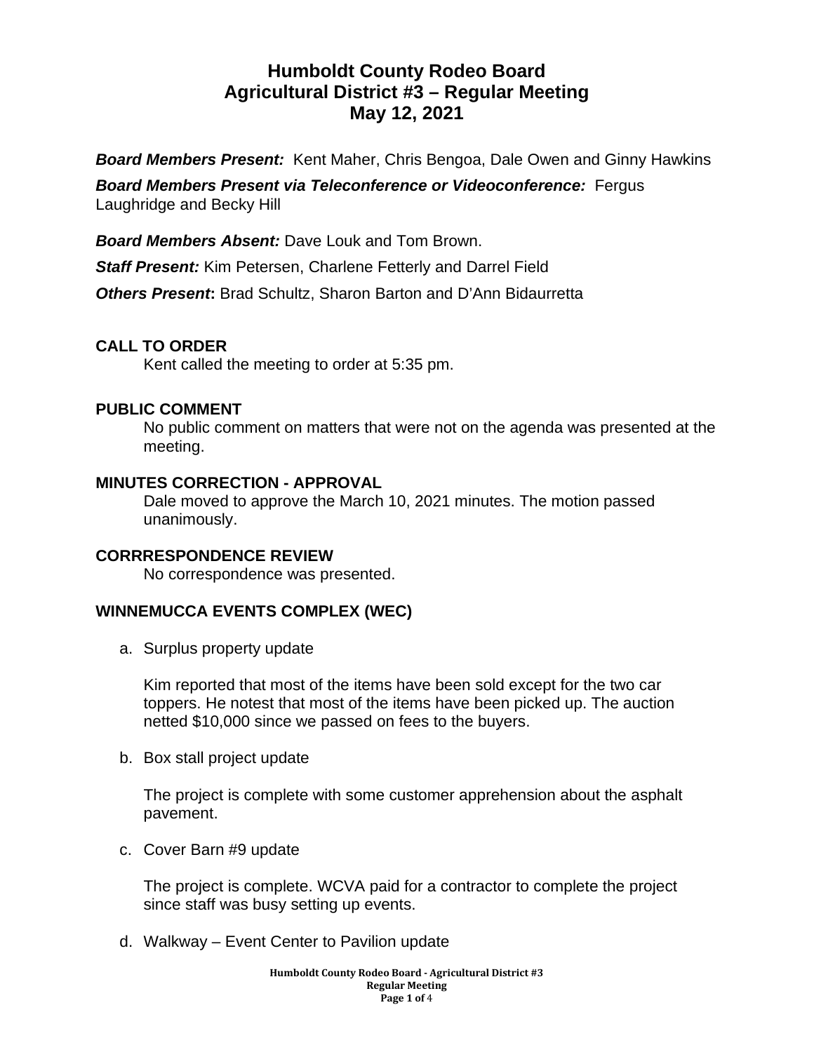# Humboldt County Rodeo Board
# Agricultural District #3 – Regular Meeting
# May 12, 2021

***Board Members Present:*** Kent Maher, Chris Bengoa, Dale Owen and Ginny Hawkins

***Board Members Present via Teleconference or Videoconference:*** Fergus Laughridge and Becky Hill

***Board Members Absent:*** Dave Louk and Tom Brown.

***Staff Present:*** Kim Petersen, Charlene Fetterly and Darrel Field

***Others Present*:** Brad Schultz, Sharon Barton and D'Ann Bidaurretta

## CALL TO ORDER

Kent called the meeting to order at 5:35 pm.

## PUBLIC COMMENT

No public comment on matters that were not on the agenda was presented at the meeting.

## MINUTES CORRECTION - APPROVAL

Dale moved to approve the March 10, 2021 minutes. The motion passed unanimously.

## CORRRESPONDENCE REVIEW

No correspondence was presented.

## WINNEMUCCA EVENTS COMPLEX (WEC)

a. Surplus property update

   Kim reported that most of the items have been sold except for the two car toppers. He notest that most of the items have been picked up. The auction netted $10,000 since we passed on fees to the buyers.

b. Box stall project update

   The project is complete with some customer apprehension about the asphalt pavement.

c. Cover Barn #9 update

   The project is complete. WCVA paid for a contractor to complete the project since staff was busy setting up events.

d. Walkway – Event Center to Pavilion update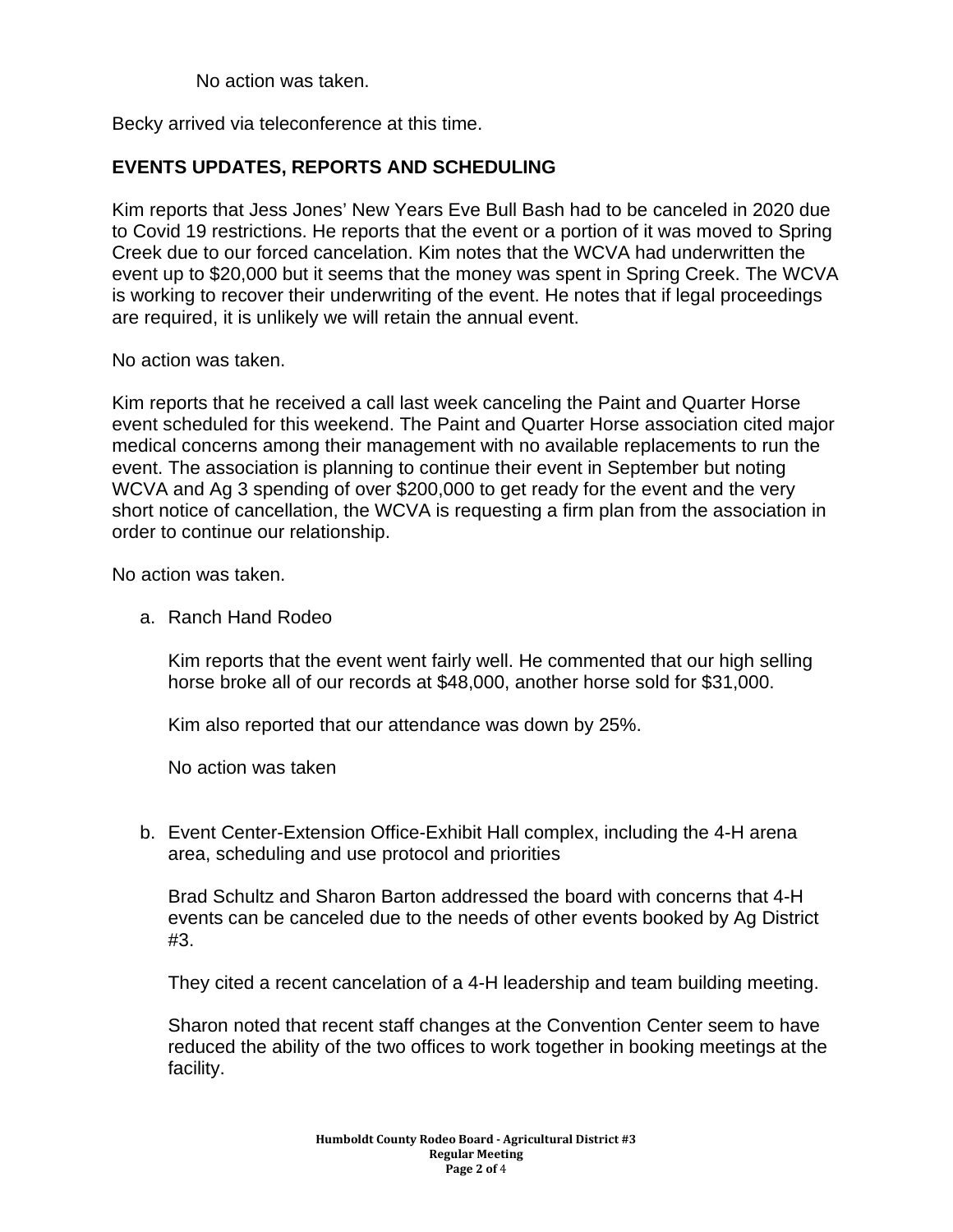No action was taken.

Becky arrived via teleconference at this time.

## EVENTS UPDATES, REPORTS AND SCHEDULING

Kim reports that Jess Jones' New Years Eve Bull Bash had to be canceled in 2020 due to Covid 19 restrictions. He reports that the event or a portion of it was moved to Spring Creek due to our forced cancelation. Kim notes that the WCVA had underwritten the event up to $20,000 but it seems that the money was spent in Spring Creek. The WCVA is working to recover their underwriting of the event. He notes that if legal proceedings are required, it is unlikely we will retain the annual event.

No action was taken.

Kim reports that he received a call last week canceling the Paint and Quarter Horse event scheduled for this weekend. The Paint and Quarter Horse association cited major medical concerns among their management with no available replacements to run the event. The association is planning to continue their event in September but noting WCVA and Ag 3 spending of over $200,000 to get ready for the event and the very short notice of cancellation, the WCVA is requesting a firm plan from the association in order to continue our relationship.

No action was taken.

a. Ranch Hand Rodeo

   Kim reports that the event went fairly well. He commented that our high selling horse broke all of our records at $48,000, another horse sold for $31,000.

   Kim also reported that our attendance was down by 25%.

   No action was taken

b. Event Center-Extension Office-Exhibit Hall complex, including the 4-H arena area, scheduling and use protocol and priorities

   Brad Schultz and Sharon Barton addressed the board with concerns that 4-H events can be canceled due to the needs of other events booked by Ag District #3.

   They cited a recent cancelation of a 4-H leadership and team building meeting.

   Sharon noted that recent staff changes at the Convention Center seem to have reduced the ability of the two offices to work together in booking meetings at the facility.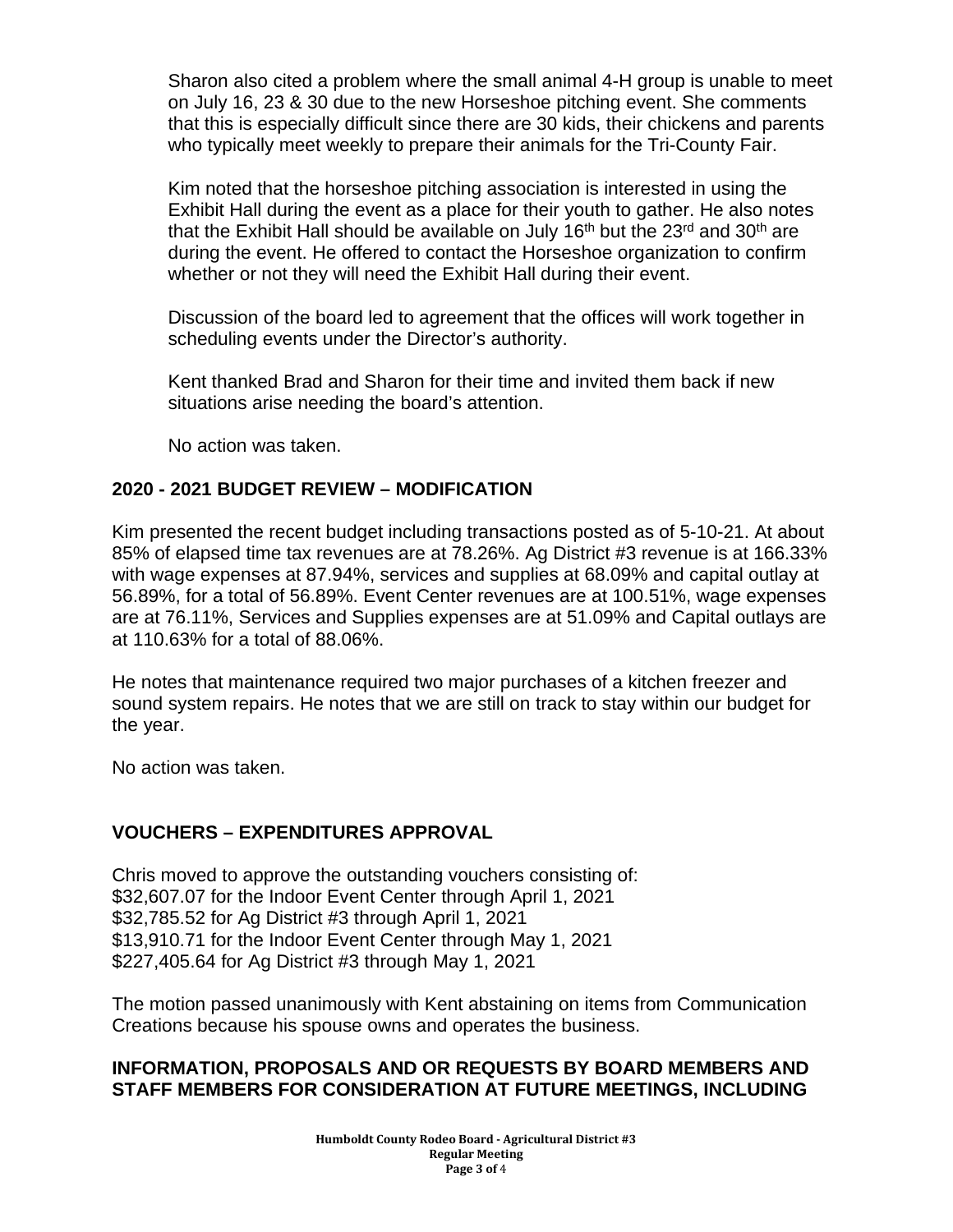Sharon also cited a problem where the small animal 4-H group is unable to meet on July 16, 23 & 30 due to the new Horseshoe pitching event. She comments that this is especially difficult since there are 30 kids, their chickens and parents who typically meet weekly to prepare their animals for the Tri-County Fair.

Kim noted that the horseshoe pitching association is interested in using the Exhibit Hall during the event as a place for their youth to gather. He also notes that the Exhibit Hall should be available on July 16th but the 23rd and 30th are during the event. He offered to contact the Horseshoe organization to confirm whether or not they will need the Exhibit Hall during their event.

Discussion of the board led to agreement that the offices will work together in scheduling events under the Director's authority.

Kent thanked Brad and Sharon for their time and invited them back if new situations arise needing the board's attention.

No action was taken.

## 2020 - 2021 BUDGET REVIEW – MODIFICATION

Kim presented the recent budget including transactions posted as of 5-10-21. At about 85% of elapsed time tax revenues are at 78.26%. Ag District #3 revenue is at 166.33% with wage expenses at 87.94%, services and supplies at 68.09% and capital outlay at 56.89%, for a total of 56.89%. Event Center revenues are at 100.51%, wage expenses are at 76.11%, Services and Supplies expenses are at 51.09% and Capital outlays are at 110.63% for a total of 88.06%.

He notes that maintenance required two major purchases of a kitchen freezer and sound system repairs. He notes that we are still on track to stay within our budget for the year.

No action was taken.

## VOUCHERS – EXPENDITURES APPROVAL

Chris moved to approve the outstanding vouchers consisting of:
$32,607.07 for the Indoor Event Center through April 1, 2021
$32,785.52 for Ag District #3 through April 1, 2021
$13,910.71 for the Indoor Event Center through May 1, 2021
$227,405.64 for Ag District #3 through May 1, 2021

The motion passed unanimously with Kent abstaining on items from Communication Creations because his spouse owns and operates the business.

## INFORMATION, PROPOSALS AND OR REQUESTS BY BOARD MEMBERS AND STAFF MEMBERS FOR CONSIDERATION AT FUTURE MEETINGS, INCLUDING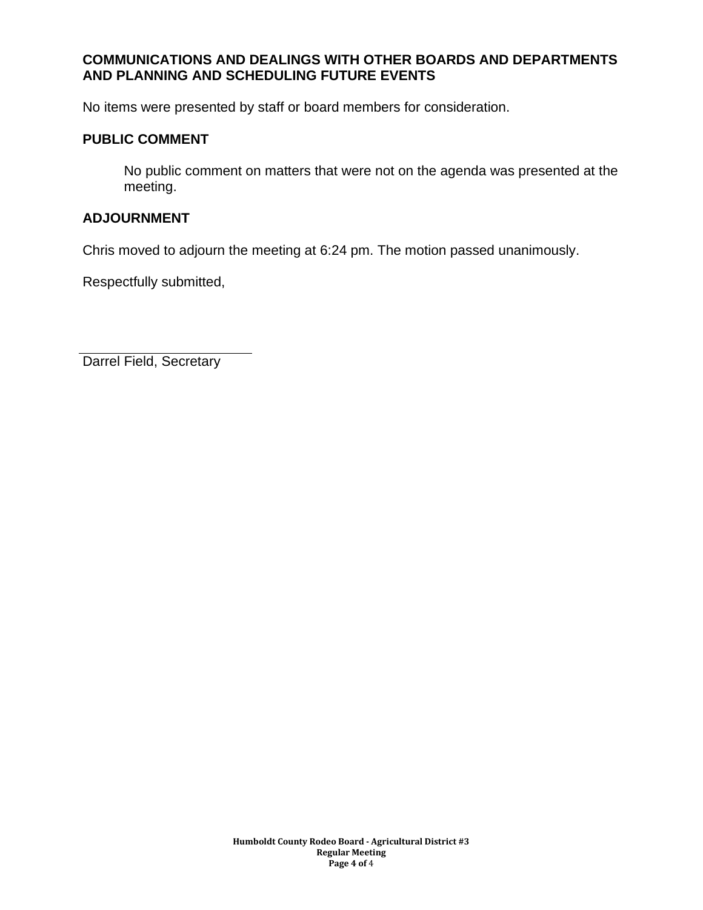## COMMUNICATIONS AND DEALINGS WITH OTHER BOARDS AND DEPARTMENTS AND PLANNING AND SCHEDULING FUTURE EVENTS

No items were presented by staff or board members for consideration.

## PUBLIC COMMENT

No public comment on matters that were not on the agenda was presented at the meeting.

## ADJOURNMENT

Chris moved to adjourn the meeting at 6:24 pm. The motion passed unanimously.

Respectfully submitted,

\_\_\_\_\_\_\_\_\_\_\_\_\_\_\_\_\_\_\_\_\_\_\_\_\_

Darrel Field, Secretary